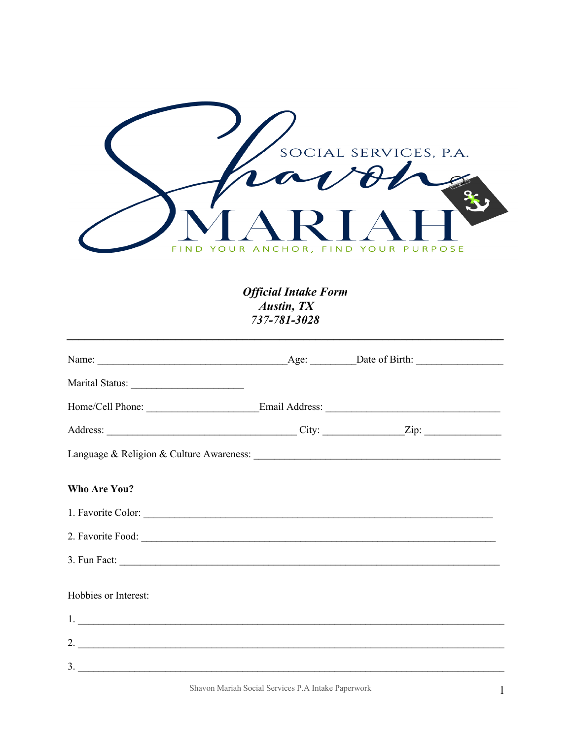Shavon MARIAH SOCIAL SERVICES, P.A.

FIND YOUR ANCHOR, FIND YOUR PURPOSE

***Official Intake Form***
***Austin, TX***
***737-781-3028***

---

Name: ____________________________________Age: ________Date of Birth: ________________

Marital Status: _____________________

Home/Cell Phone: _____________________Email Address: _________________________________

Address: ____________________________________ City: _______________Zip: _______________

Language & Religion & Culture Awareness: ______________________________________________

**Who Are You?**

1. Favorite Color: ____________________________________________________________________

2. Favorite Food: ____________________________________________________________________

3. Fun Fact: ________________________________________________________________________

Hobbies or Interest:

1. ______________________________________________________________________________

2. ______________________________________________________________________________

3. ______________________________________________________________________________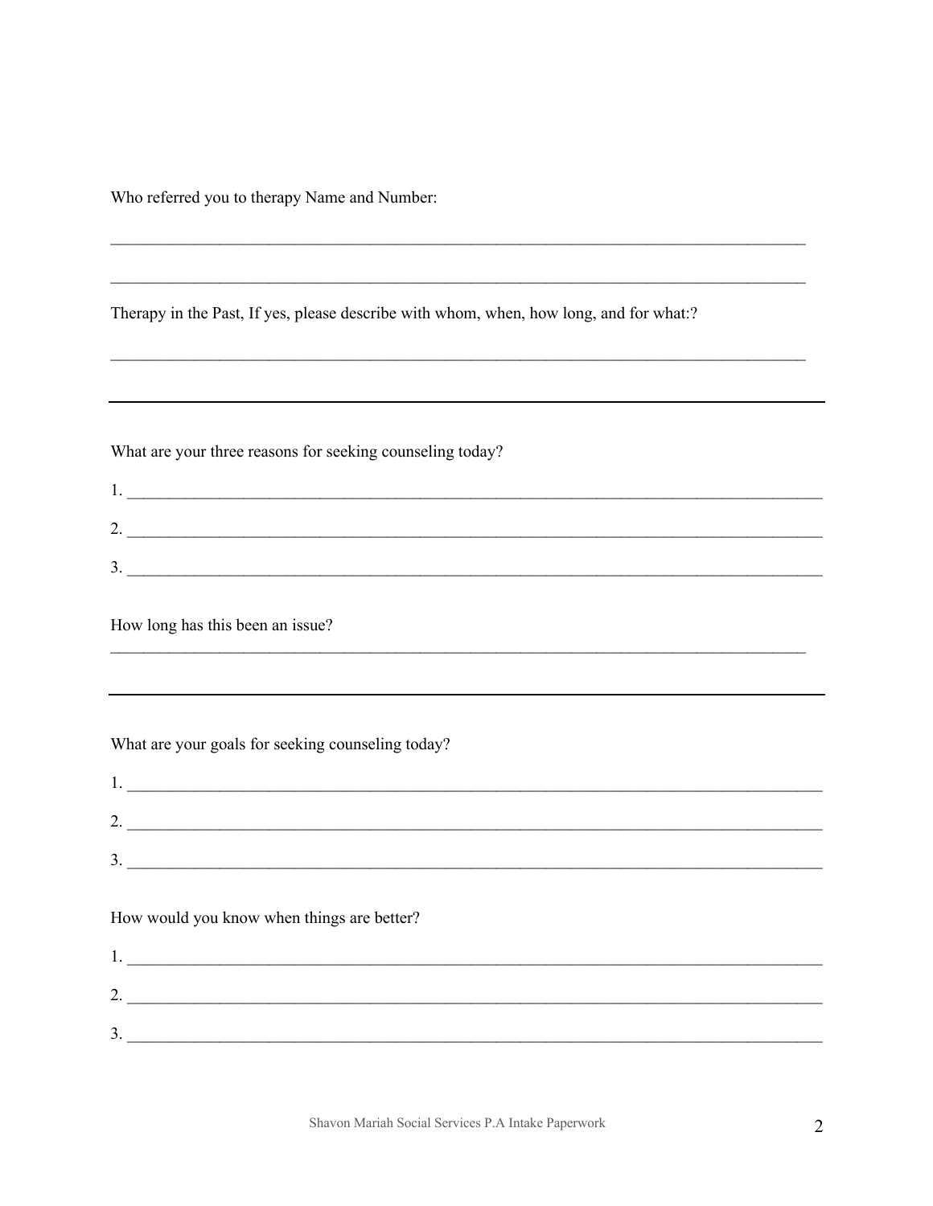Who referred you to therapy Name and Number:

_______________________________________________________________________________

_______________________________________________________________________________

Therapy in the Past, If yes, please describe with whom, when, how long, and for what:?

_______________________________________________________________________________

---

What are your three reasons for seeking counseling today?

1. _______________________________________________________________________________
2. _______________________________________________________________________________
3. _______________________________________________________________________________

How long has this been an issue?

_______________________________________________________________________________

---

What are your goals for seeking counseling today?

1. _______________________________________________________________________________
2. _______________________________________________________________________________
3. _______________________________________________________________________________

How would you know when things are better?

1. _______________________________________________________________________________
2. _______________________________________________________________________________
3. _______________________________________________________________________________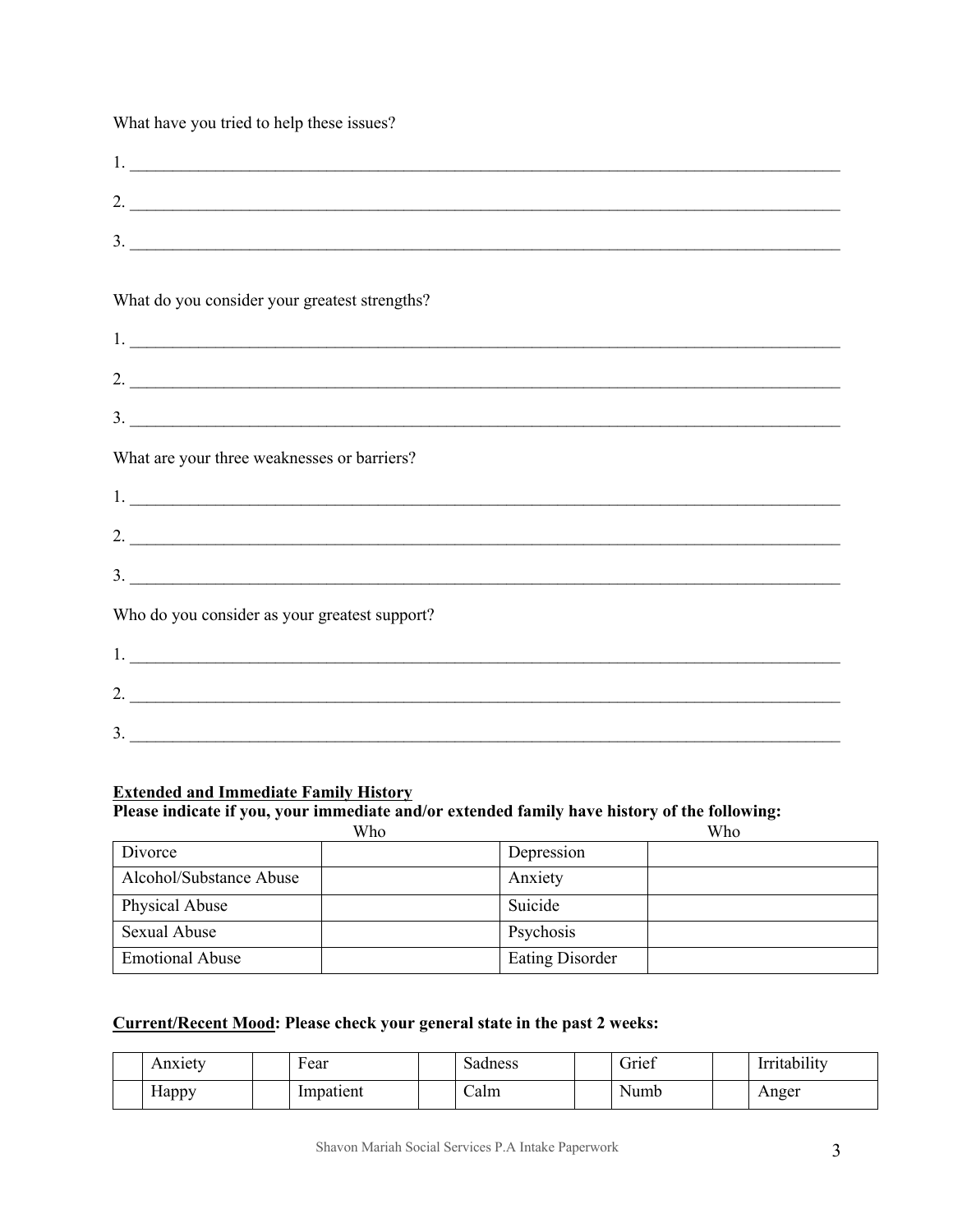What have you tried to help these issues?

1. ______________________________________________________________________________

2. ______________________________________________________________________________

3. ______________________________________________________________________________

What do you consider your greatest strengths?

1. ______________________________________________________________________________

2. ______________________________________________________________________________

3. ______________________________________________________________________________

What are your three weaknesses or barriers?

1. ______________________________________________________________________________

2. ______________________________________________________________________________

3. ______________________________________________________________________________

Who do you consider as your greatest support?

1. ______________________________________________________________________________

2. ______________________________________________________________________________

3. ______________________________________________________________________________

**Extended and Immediate Family History**

**Please indicate if you, your immediate and/or extended family have history of the following:**

| | Who | | Who |
|---|---|---|---|
| Divorce | | Depression | |
| Alcohol/Substance Abuse | | Anxiety | |
| Physical Abuse | | Suicide | |
| Sexual Abuse | | Psychosis | |
| Emotional Abuse | | Eating Disorder | |

**Current/Recent Mood: Please check your general state in the past 2 weeks:**

| | | | | | | | | | |
|---|---|---|---|---|---|---|---|---|---|
| | Anxiety | | Fear | | Sadness | | Grief | | Irritability |
| | Happy | | Impatient | | Calm | | Numb | | Anger |

Shavon Mariah Social Services P.A Intake Paperwork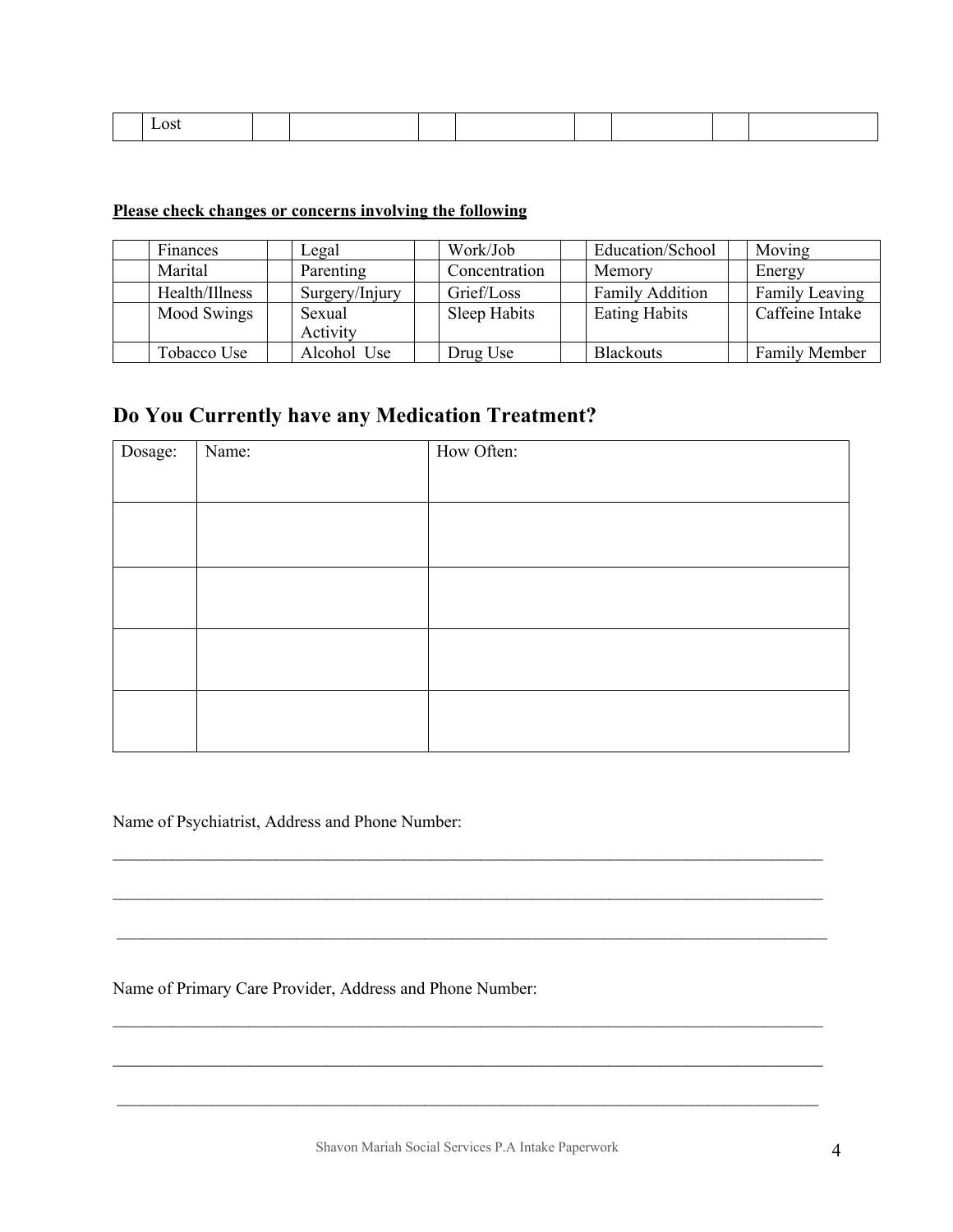| | | | | | | | | | |
|---|---|---|---|---|---|---|---|---|---|
| | Lost | | | | | | | | |

**Please check changes or concerns involving the following**

| | | | | | | | | | |
|---|---|---|---|---|---|---|---|---|---|
| | Finances | | Legal | | Work/Job | | Education/School | | Moving |
| | Marital | | Parenting | | Concentration | | Memory | | Energy |
| | Health/Illness | | Surgery/Injury | | Grief/Loss | | Family Addition | | Family Leaving |
| | Mood Swings | | Sexual Activity | | Sleep Habits | | Eating Habits | | Caffeine Intake |
| | Tobacco Use | | Alcohol Use | | Drug Use | | Blackouts | | Family Member |

## Do You Currently have any Medication Treatment?

| Dosage: | Name: | How Often: |
|---|---|---|
| | | |
| | | |
| | | |
| | | |

Name of Psychiatrist, Address and Phone Number:

_______________________________________________________________________________________

_______________________________________________________________________________________

_______________________________________________________________________________________

Name of Primary Care Provider, Address and Phone Number:

_______________________________________________________________________________________

_______________________________________________________________________________________

_______________________________________________________________________________________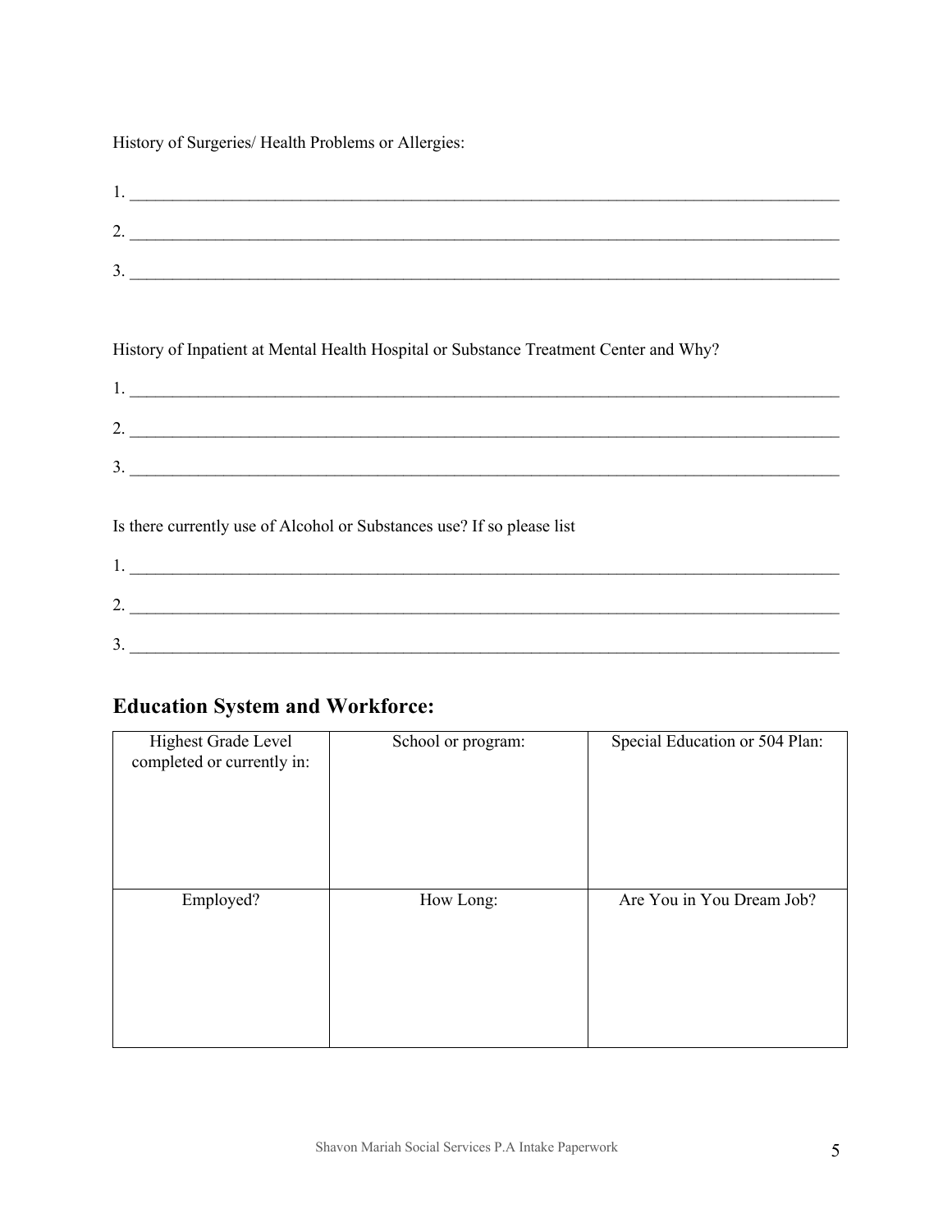History of Surgeries/ Health Problems or Allergies:

1. ___________________________________________________________________________

2. ___________________________________________________________________________

3. ___________________________________________________________________________

History of Inpatient at Mental Health Hospital or Substance Treatment Center and Why?

1. ___________________________________________________________________________

2. ___________________________________________________________________________

3. ___________________________________________________________________________

Is there currently use of Alcohol or Substances use? If so please list

1. ___________________________________________________________________________

2. ___________________________________________________________________________

3. ___________________________________________________________________________

## Education System and Workforce:

| | | |
|---|---|---|
| Highest Grade Level completed or currently in: | School or program: | Special Education or 504 Plan: |
| Employed? | How Long: | Are You in You Dream Job? |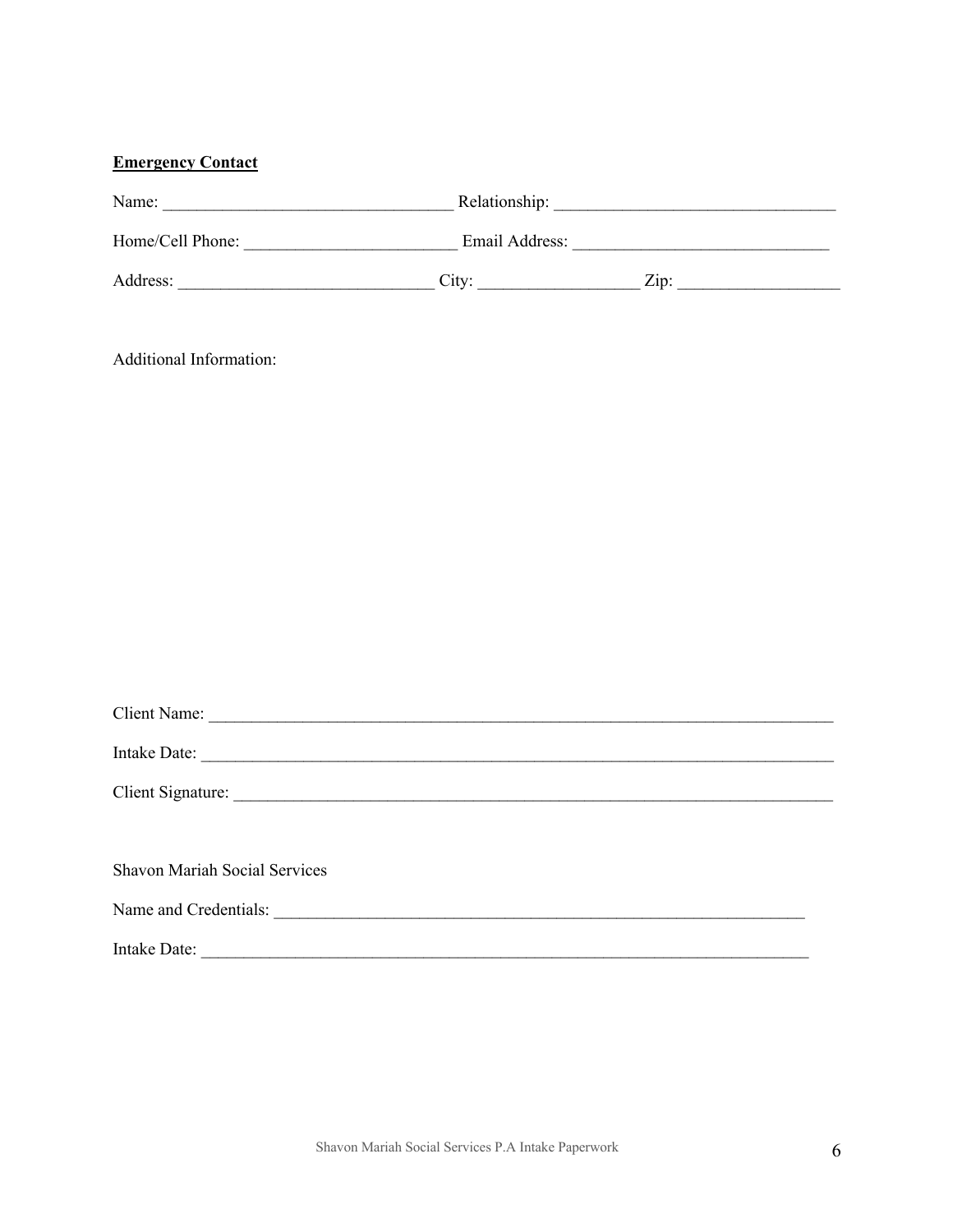**Emergency Contact**

Name: __________________________________ Relationship: _________________________________

Home/Cell Phone: _________________________ Email Address: ______________________________

Address: ______________________________ City: ___________________ Zip: ___________________

Additional Information:

Client Name: ____________________________________________________________________________

Intake Date: ____________________________________________________________________________

Client Signature: _________________________________________________________________________

Shavon Mariah Social Services

Name and Credentials: _________________________________________________________________

Intake Date: ________________________________________________________________________